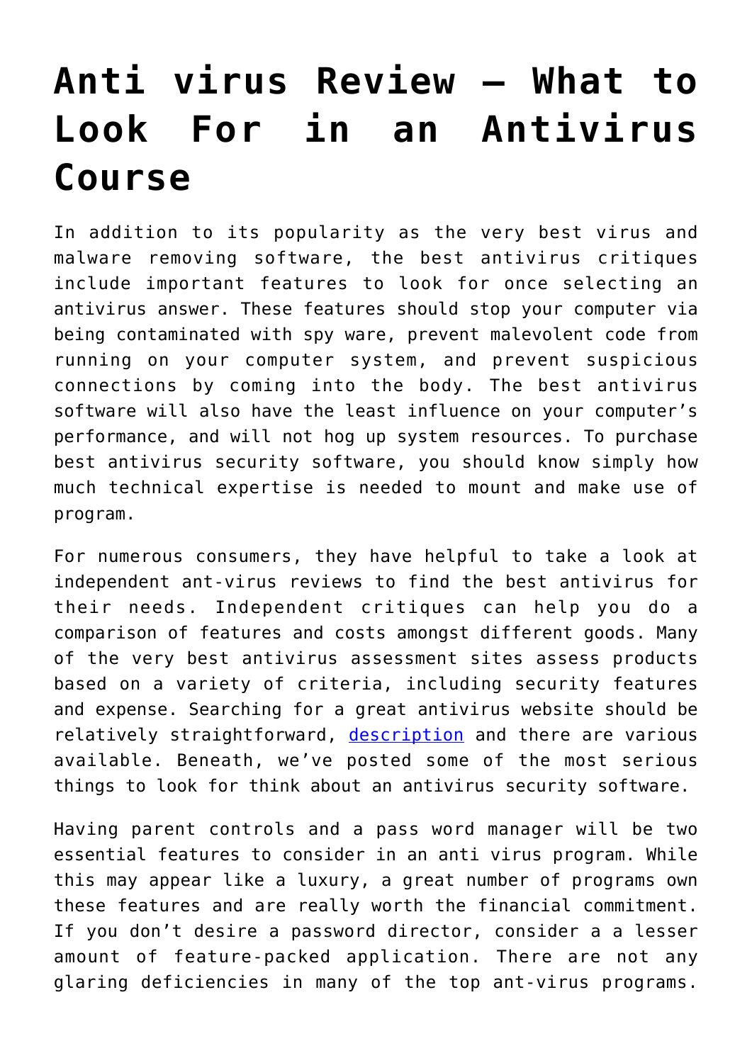# Anti virus Review – What to Look For in an Antivirus Course

In addition to its popularity as the very best virus and malware removing software, the best antivirus critiques include important features to look for once selecting an antivirus answer. These features should stop your computer via being contaminated with spy ware, prevent malevolent code from running on your computer system, and prevent suspicious connections by coming into the body. The best antivirus software will also have the least influence on your computer's performance, and will not hog up system resources. To purchase best antivirus security software, you should know simply how much technical expertise is needed to mount and make use of program.

For numerous consumers, they have helpful to take a look at independent ant-virus reviews to find the best antivirus for their needs. Independent critiques can help you do a comparison of features and costs amongst different goods. Many of the very best antivirus assessment sites assess products based on a variety of criteria, including security features and expense. Searching for a great antivirus website should be relatively straightforward, [description] and there are various available. Beneath, we've posted some of the most serious things to look for think about an antivirus security software.

Having parent controls and a pass word manager will be two essential features to consider in an anti virus program. While this may appear like a luxury, a great number of programs own these features and are really worth the financial commitment. If you don't desire a password director, consider a a lesser amount of feature-packed application. There are not any glaring deficiencies in many of the top ant-virus programs.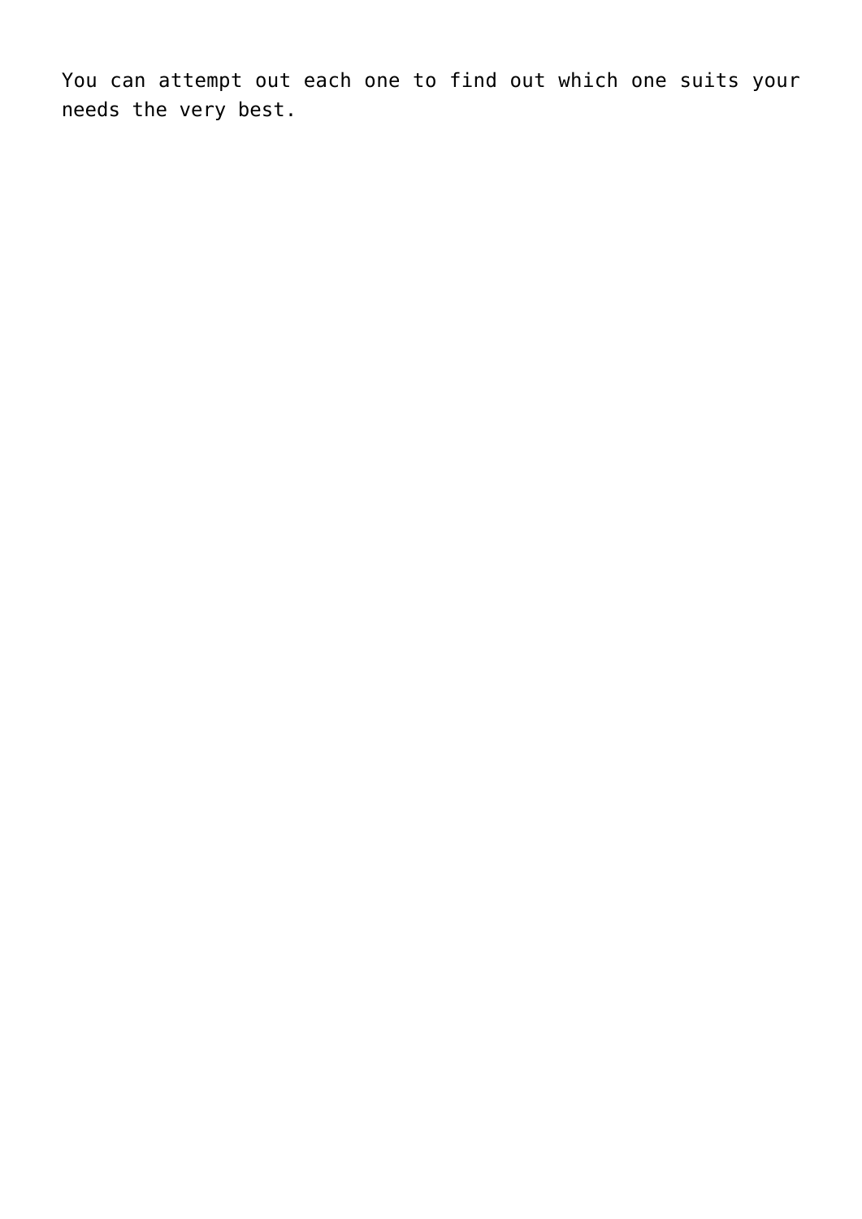You can attempt out each one to find out which one suits your needs the very best.